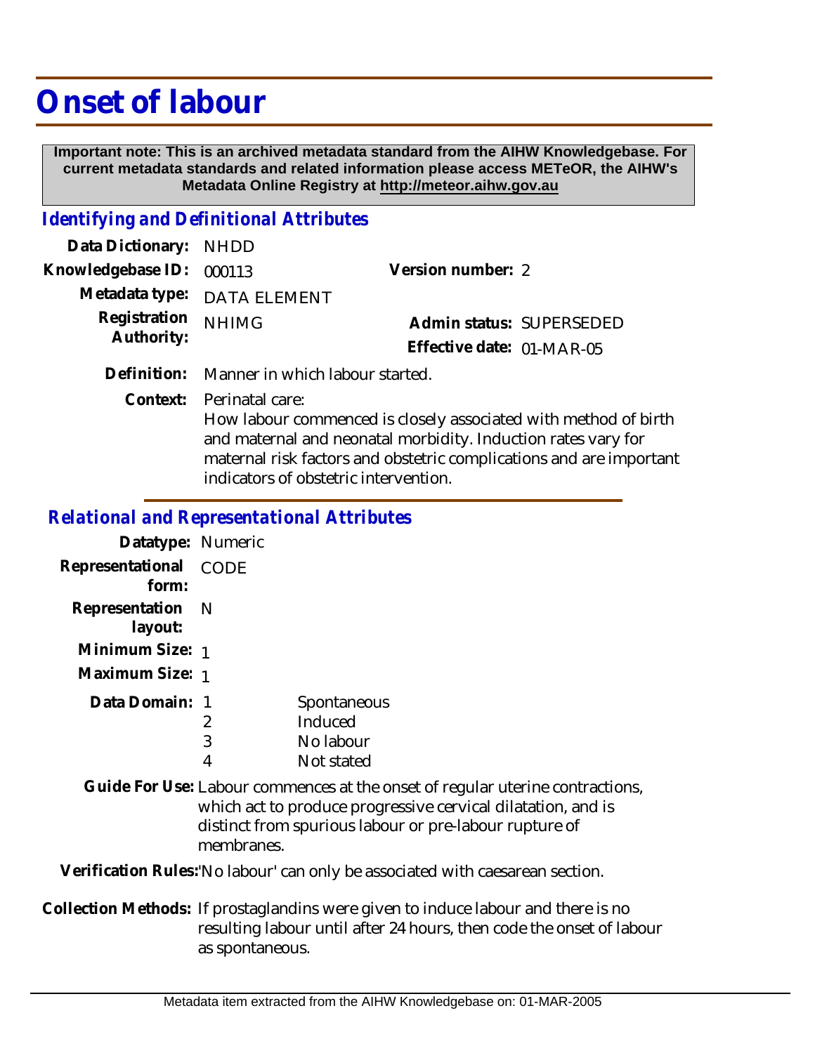# Onset of labour

**Important note: This is an archived metadata standard from the AIHW Knowledgebase. For current metadata standards and related information please access METeOR, the AIHW's Metadata Online Registry at http://meteor.aihw.gov.au**

## Identifying and Definitional Attributes

**Data Dictionary:** NHDD

**Knowledgebase ID:** 000113

**Version number:** 2

**Metadata type:** DATA ELEMENT

**Registration Authority:** NHIMG

**Admin status:** SUPERSEDED

**Effective date:** 01-MAR-05

**Definition:** Manner in which labour started.

**Context:** Perinatal care:
How labour commenced is closely associated with method of birth and maternal and neonatal morbidity. Induction rates vary for maternal risk factors and obstetric complications and are important indicators of obstetric intervention.

## Relational and Representational Attributes

**Datatype:** Numeric

**Representational form:** CODE

**Representation layout:** N

**Minimum Size:** 1

**Maximum Size:** 1

**Data Domain:**

| Code | Description |
|---|---|
| 1 | Spontaneous |
| 2 | Induced |
| 3 | No labour |
| 4 | Not stated |

**Guide For Use:** Labour commences at the onset of regular uterine contractions, which act to produce progressive cervical dilatation, and is distinct from spurious labour or pre-labour rupture of membranes.

**Verification Rules:** 'No labour' can only be associated with caesarean section.

**Collection Methods:** If prostaglandins were given to induce labour and there is no resulting labour until after 24 hours, then code the onset of labour as spontaneous.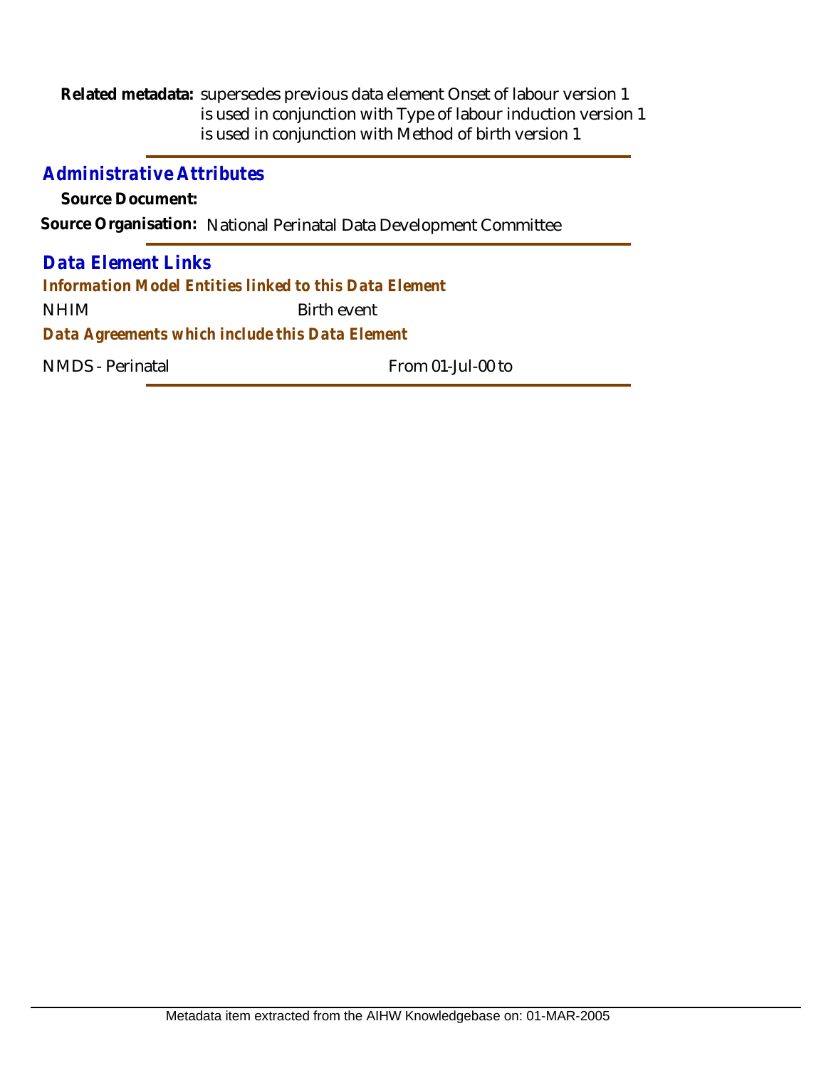**Related metadata:** supersedes previous data element Onset of labour version 1
is used in conjunction with Type of labour induction version 1
is used in conjunction with Method of birth version 1

## Administrative Attributes

**Source Document:**

**Source Organisation:** National Perinatal Data Development Committee

## Data Element Links

### Information Model Entities linked to this Data Element

| | |
|---|---|
| NHIM | Birth event |

### Data Agreements which include this Data Element

| | |
|---|---|
| NMDS - Perinatal | From 01-Jul-00 to |

Metadata item extracted from the AIHW Knowledgebase on: 01-MAR-2005